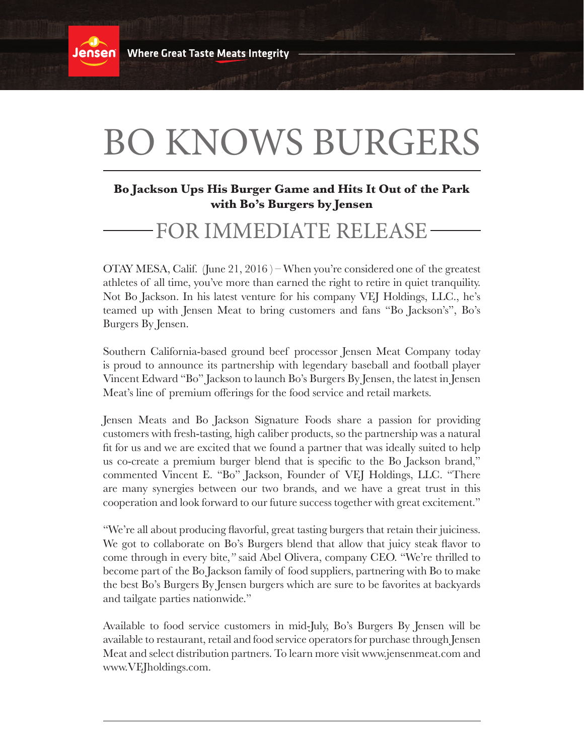Jensen Where Great Taste Meats Integrity

# BO KNOWS BURGERS

**Bo Jackson Ups His Burger Game and Hits It Out of the Park with Bo's Burgers by Jensen**

## FOR IMMEDIATE RELEASE

OTAY MESA, Calif. (June 21, 2016 ) – When you're considered one of the greatest athletes of all time, you've more than earned the right to retire in quiet tranquility. Not Bo Jackson. In his latest venture for his company VEJ Holdings, LLC., he's teamed up with Jensen Meat to bring customers and fans "Bo Jackson's", Bo's Burgers By Jensen.

Southern California-based ground beef processor Jensen Meat Company today is proud to announce its partnership with legendary baseball and football player Vincent Edward "Bo" Jackson to launch Bo's Burgers By Jensen, the latest in Jensen Meat's line of premium offerings for the food service and retail markets.

Jensen Meats and Bo Jackson Signature Foods share a passion for providing customers with fresh-tasting, high caliber products, so the partnership was a natural fit for us and we are excited that we found a partner that was ideally suited to help us co-create a premium burger blend that is specific to the Bo Jackson brand," commented Vincent E. "Bo" Jackson, Founder of VEJ Holdings, LLC. "There are many synergies between our two brands, and we have a great trust in this cooperation and look forward to our future success together with great excitement."

"We're all about producing flavorful, great tasting burgers that retain their juiciness. We got to collaborate on Bo's Burgers blend that allow that juicy steak flavor to come through in every bite," said Abel Olivera, company CEO. "We're thrilled to become part of the Bo Jackson family of food suppliers, partnering with Bo to make the best Bo's Burgers By Jensen burgers which are sure to be favorites at backyards and tailgate parties nationwide."

Available to food service customers in mid-July, Bo's Burgers By Jensen will be available to restaurant, retail and food service operators for purchase through Jensen Meat and select distribution partners. To learn more visit www.jensenmeat.com and www.VEJholdings.com.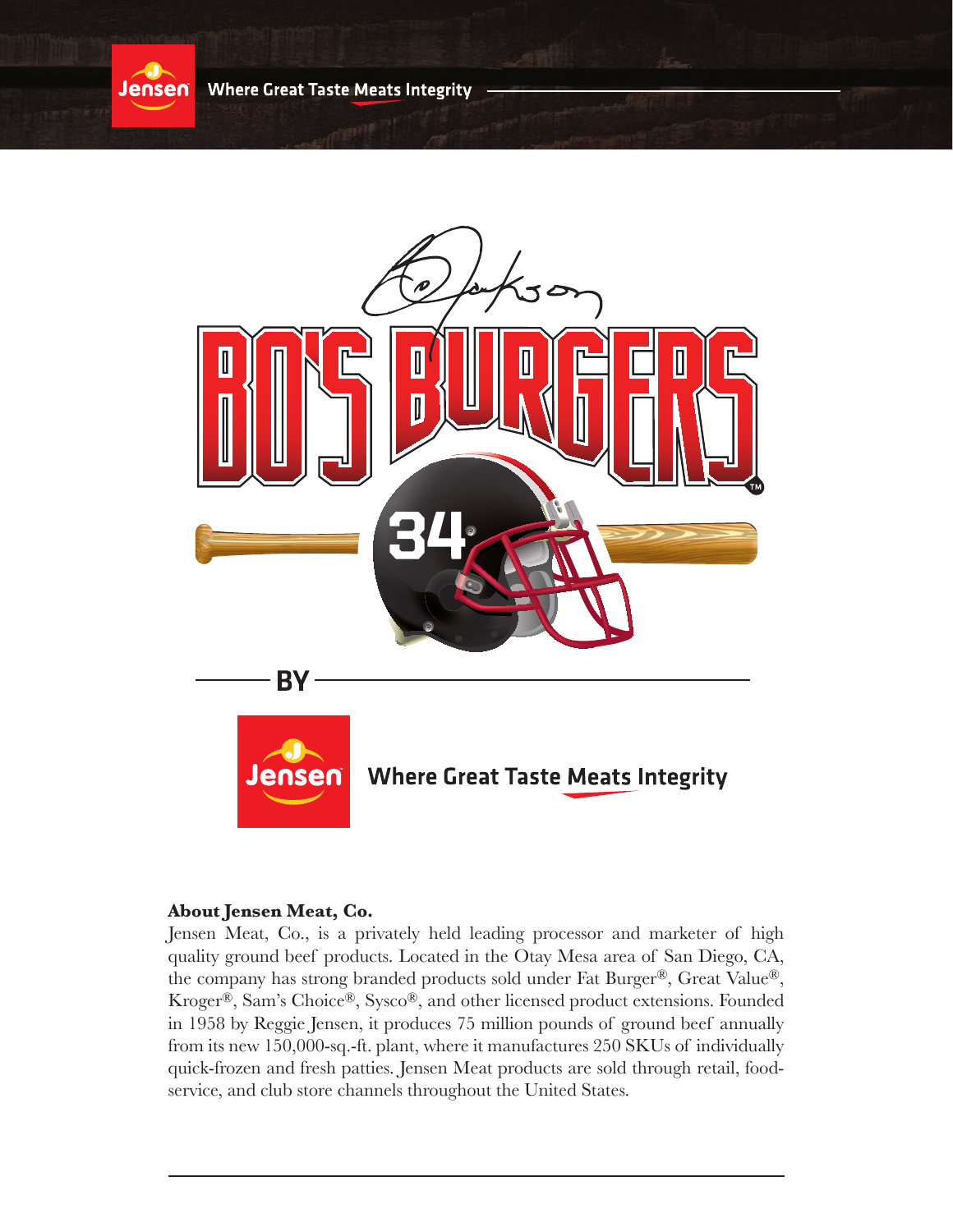BO'S BURGERS™

BY

Jensen

Where Great Taste Meats Integrity

**About Jensen Meat, Co.**

Jensen Meat, Co., is a privately held leading processor and marketer of high quality ground beef products. Located in the Otay Mesa area of San Diego, CA, the company has strong branded products sold under Fat Burger®, Great Value®, Kroger®, Sam's Choice®, Sysco®, and other licensed product extensions. Founded in 1958 by Reggie Jensen, it produces 75 million pounds of ground beef annually from its new 150,000-sq.-ft. plant, where it manufactures 250 SKUs of individually quick-frozen and fresh patties. Jensen Meat products are sold through retail, food-service, and club store channels throughout the United States.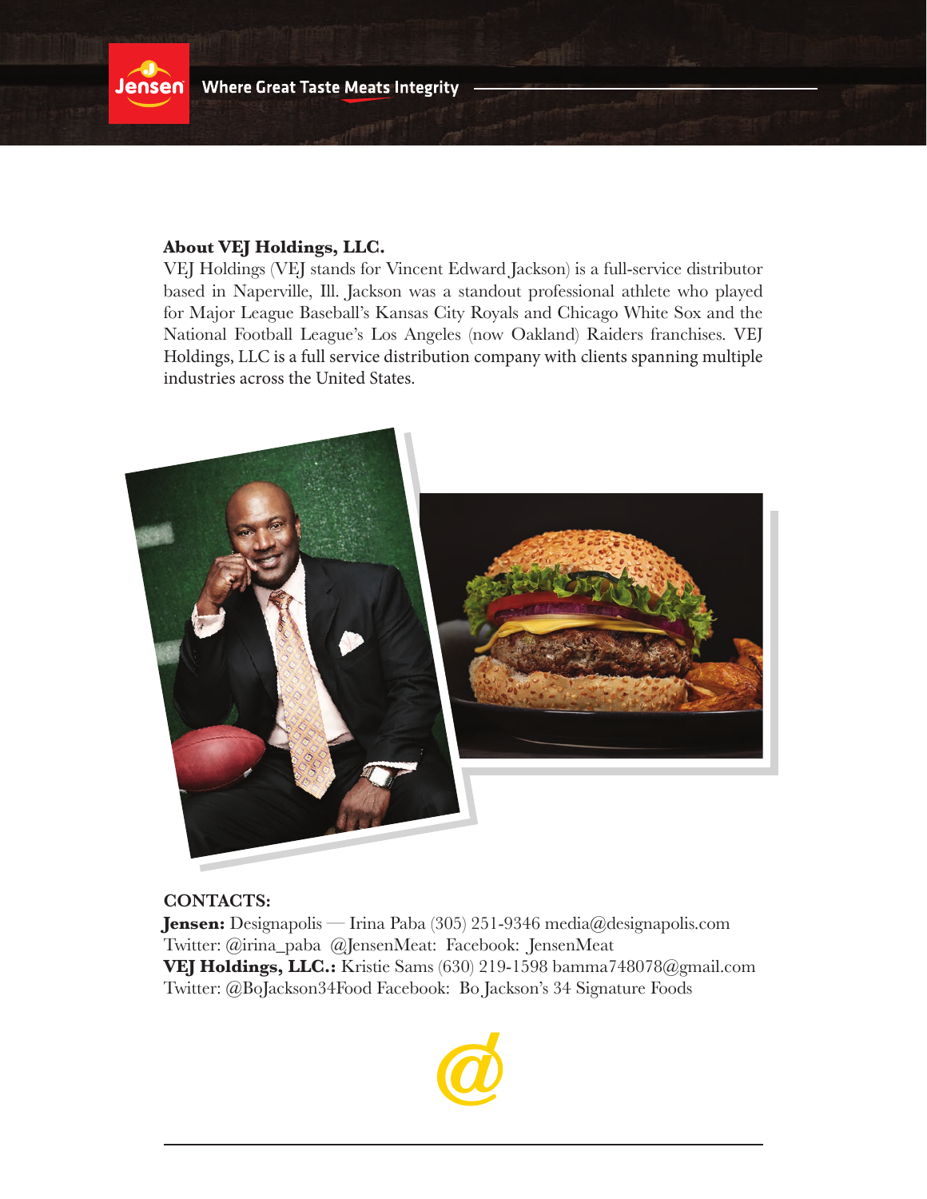### About VEJ Holdings, LLC.

VEJ Holdings (VEJ stands for Vincent Edward Jackson) is a full-service distributor based in Naperville, Ill. Jackson was a standout professional athlete who played for Major League Baseball's Kansas City Royals and Chicago White Sox and the National Football League's Los Angeles (now Oakland) Raiders franchises. VEJ Holdings, LLC is a full service distribution company with clients spanning multiple industries across the United States.

### CONTACTS:

**Jensen:** Designapolis — Irina Paba (305) 251-9346 media@designapolis.com
Twitter: @irina_paba @JensenMeat: Facebook: JensenMeat

**VEJ Holdings, LLC.:** Kristie Sams (630) 219-1598 bamma748078@gmail.com
Twitter: @BoJackson34Food Facebook: Bo Jackson's 34 Signature Foods